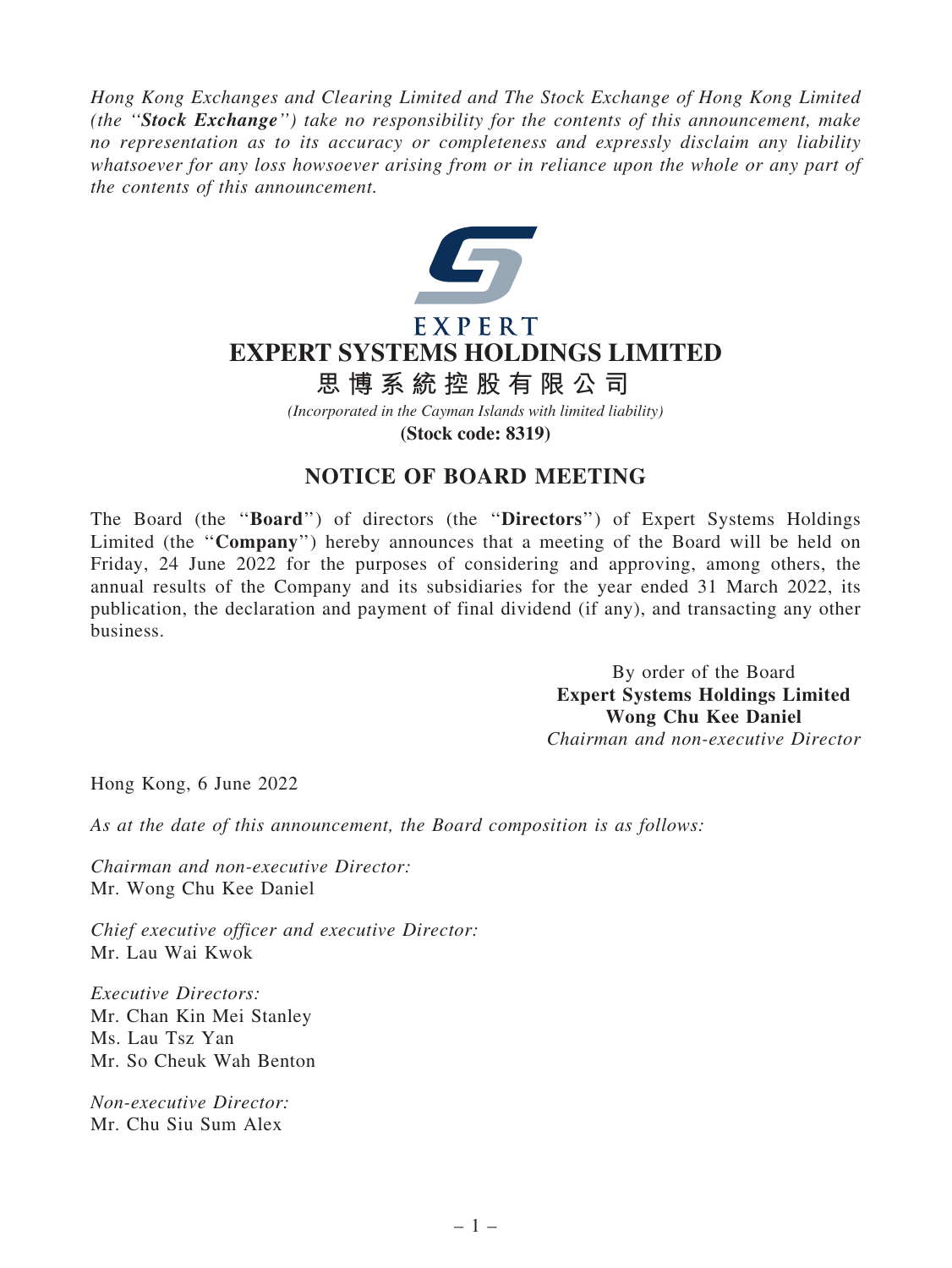*Hong Kong Exchanges and Clearing Limited and The Stock Exchange of Hong Kong Limited (the "**Stock Exchange**") take no responsibility for the contents of this announcement, make no representation as to its accuracy or completeness and expressly disclaim any liability whatsoever for any loss howsoever arising from or in reliance upon the whole or any part of the contents of this announcement.*

EXPERT

# EXPERT SYSTEMS HOLDINGS LIMITED

# 思博系統控股有限公司

*(Incorporated in the Cayman Islands with limited liability)*

**(Stock code: 8319)**

## NOTICE OF BOARD MEETING

The Board (the "**Board**") of directors (the "**Directors**") of Expert Systems Holdings Limited (the "**Company**") hereby announces that a meeting of the Board will be held on Friday, 24 June 2022 for the purposes of considering and approving, among others, the annual results of the Company and its subsidiaries for the year ended 31 March 2022, its publication, the declaration and payment of final dividend (if any), and transacting any other business.

By order of the Board
**Expert Systems Holdings Limited**
**Wong Chu Kee Daniel**
*Chairman and non-executive Director*

Hong Kong, 6 June 2022

*As at the date of this announcement, the Board composition is as follows:*

*Chairman and non-executive Director:*
Mr. Wong Chu Kee Daniel

*Chief executive officer and executive Director:*
Mr. Lau Wai Kwok

*Executive Directors:*
Mr. Chan Kin Mei Stanley
Ms. Lau Tsz Yan
Mr. So Cheuk Wah Benton

*Non-executive Director:*
Mr. Chu Siu Sum Alex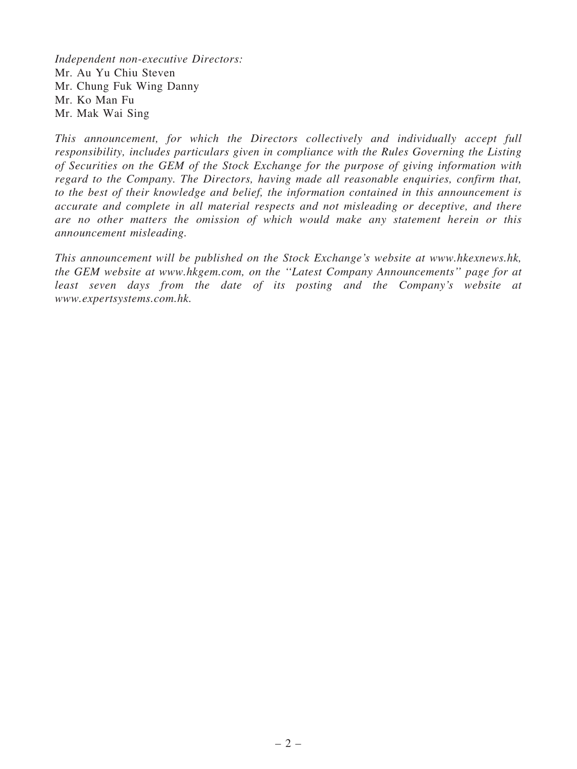*Independent non-executive Directors:*
Mr. Au Yu Chiu Steven
Mr. Chung Fuk Wing Danny
Mr. Ko Man Fu
Mr. Mak Wai Sing

*This announcement, for which the Directors collectively and individually accept full responsibility, includes particulars given in compliance with the Rules Governing the Listing of Securities on the GEM of the Stock Exchange for the purpose of giving information with regard to the Company. The Directors, having made all reasonable enquiries, confirm that, to the best of their knowledge and belief, the information contained in this announcement is accurate and complete in all material respects and not misleading or deceptive, and there are no other matters the omission of which would make any statement herein or this announcement misleading.*

*This announcement will be published on the Stock Exchange's website at www.hkexnews.hk, the GEM website at www.hkgem.com, on the "Latest Company Announcements" page for at least seven days from the date of its posting and the Company's website at www.expertsystems.com.hk.*